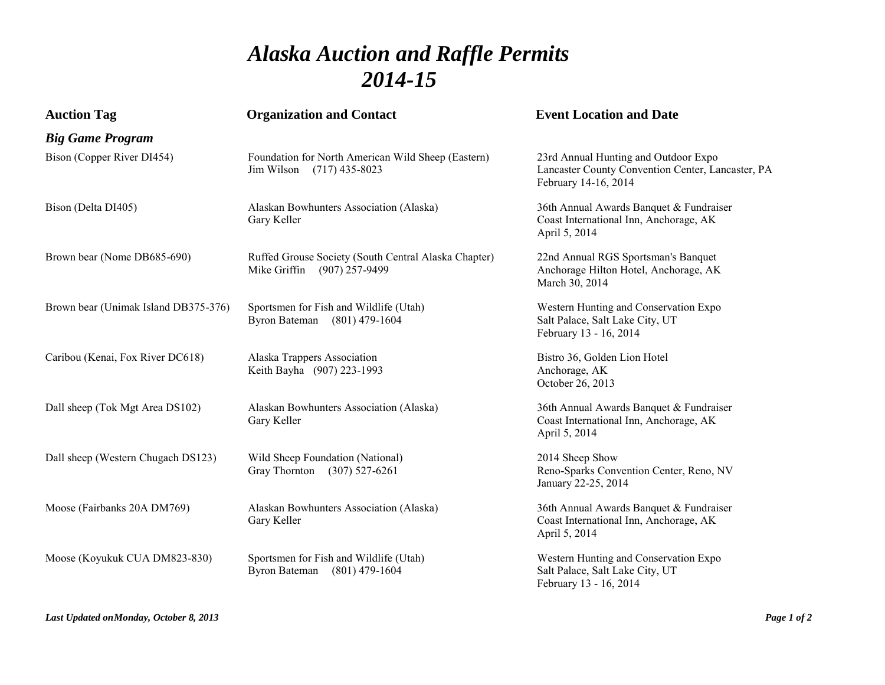# *Alaska Auction and Raffle Permits 2014-15*

| Auction Tag | Organization and Contact | Event Location and Date |
| --- | --- | --- |
| ***Big Game Program*** | | |
| Bison (Copper River DI454) | Foundation for North American Wild Sheep (Eastern)<br>Jim Wilson (717) 435-8023 | 23rd Annual Hunting and Outdoor Expo<br>Lancaster County Convention Center, Lancaster, PA<br>February 14-16, 2014 |
| Bison (Delta DI405) | Alaskan Bowhunters Association (Alaska)<br>Gary Keller | 36th Annual Awards Banquet & Fundraiser<br>Coast International Inn, Anchorage, AK<br>April 5, 2014 |
| Brown bear (Nome DB685-690) | Ruffed Grouse Society (South Central Alaska Chapter)<br>Mike Griffin (907) 257-9499 | 22nd Annual RGS Sportsman's Banquet<br>Anchorage Hilton Hotel, Anchorage, AK<br>March 30, 2014 |
| Brown bear (Unimak Island DB375-376) | Sportsmen for Fish and Wildlife (Utah)<br>Byron Bateman (801) 479-1604 | Western Hunting and Conservation Expo<br>Salt Palace, Salt Lake City, UT<br>February 13 - 16, 2014 |
| Caribou (Kenai, Fox River DC618) | Alaska Trappers Association<br>Keith Bayha (907) 223-1993 | Bistro 36, Golden Lion Hotel<br>Anchorage, AK<br>October 26, 2013 |
| Dall sheep (Tok Mgt Area DS102) | Alaskan Bowhunters Association (Alaska)<br>Gary Keller | 36th Annual Awards Banquet & Fundraiser<br>Coast International Inn, Anchorage, AK<br>April 5, 2014 |
| Dall sheep (Western Chugach DS123) | Wild Sheep Foundation (National)<br>Gray Thornton (307) 527-6261 | 2014 Sheep Show<br>Reno-Sparks Convention Center, Reno, NV<br>January 22-25, 2014 |
| Moose (Fairbanks 20A DM769) | Alaskan Bowhunters Association (Alaska)<br>Gary Keller | 36th Annual Awards Banquet & Fundraiser<br>Coast International Inn, Anchorage, AK<br>April 5, 2014 |
| Moose (Koyukuk CUA DM823-830) | Sportsmen for Fish and Wildlife (Utah)<br>Byron Bateman (801) 479-1604 | Western Hunting and Conservation Expo<br>Salt Palace, Salt Lake City, UT<br>February 13 - 16, 2014 |

*Last Updated on Monday, October 8, 2013*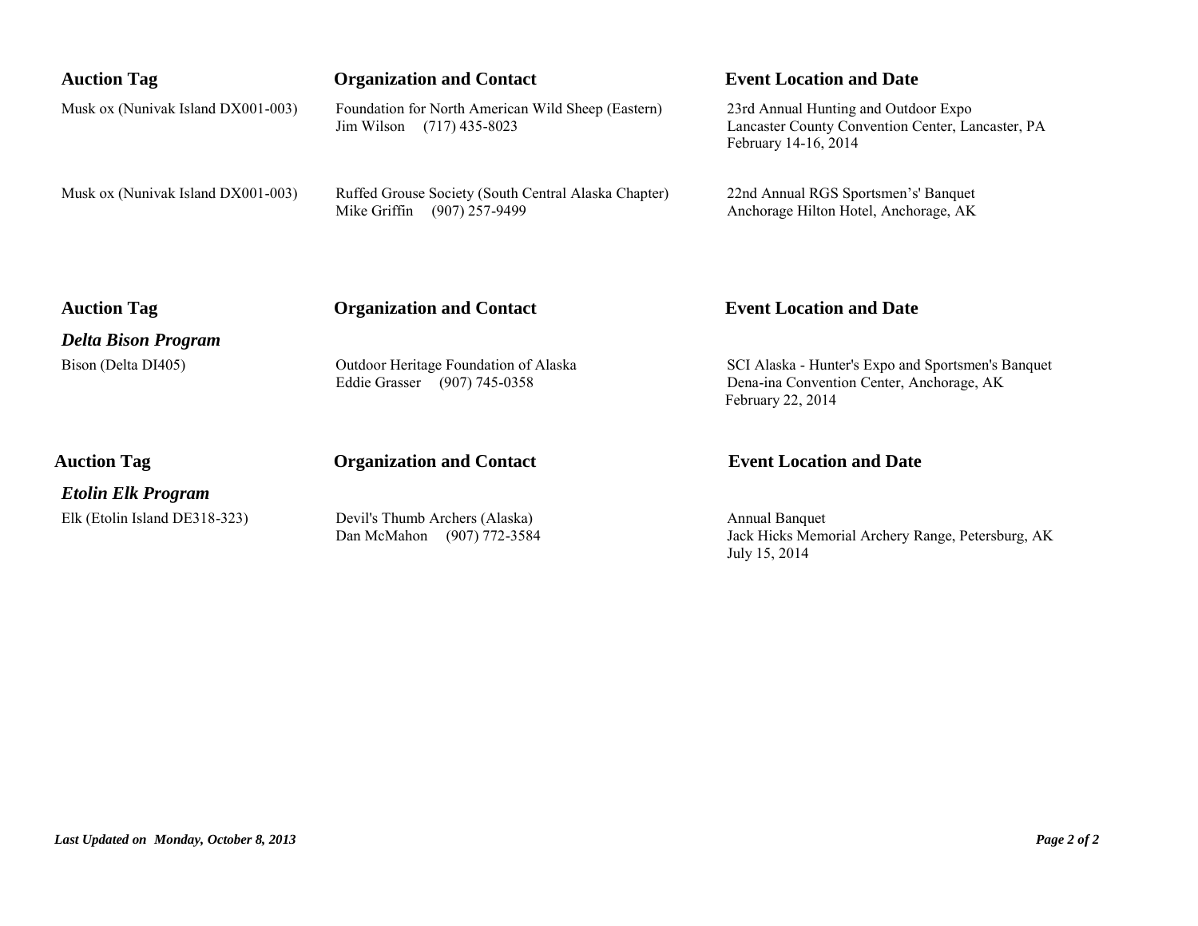| Auction Tag | Organization and Contact | Event Location and Date |
|---|---|---|
| Musk ox (Nunivak Island DX001-003) | Foundation for North American Wild Sheep (Eastern)<br>Jim Wilson (717) 435-8023 | 23rd Annual Hunting and Outdoor Expo<br>Lancaster County Convention Center, Lancaster, PA<br>February 14-16, 2014 |
| Musk ox (Nunivak Island DX001-003) | Ruffed Grouse Society (South Central Alaska Chapter)<br>Mike Griffin (907) 257-9499 | 22nd Annual RGS Sportsmen's' Banquet<br>Anchorage Hilton Hotel, Anchorage, AK |

| Auction Tag | Organization and Contact | Event Location and Date |
|---|---|---|
| ***Delta Bison Program*** | | |
| Bison (Delta DI405) | Outdoor Heritage Foundation of Alaska<br>Eddie Grasser (907) 745-0358 | SCI Alaska - Hunter's Expo and Sportsmen's Banquet<br>Dena-ina Convention Center, Anchorage, AK<br>February 22, 2014 |

| Auction Tag | Organization and Contact | Event Location and Date |
|---|---|---|
| ***Etolin Elk Program*** | | |
| Elk (Etolin Island DE318-323) | Devil's Thumb Archers (Alaska)<br>Dan McMahon (907) 772-3584 | Annual Banquet<br>Jack Hicks Memorial Archery Range, Petersburg, AK<br>July 15, 2014 |

***Last Updated on Monday, October 8, 2013***